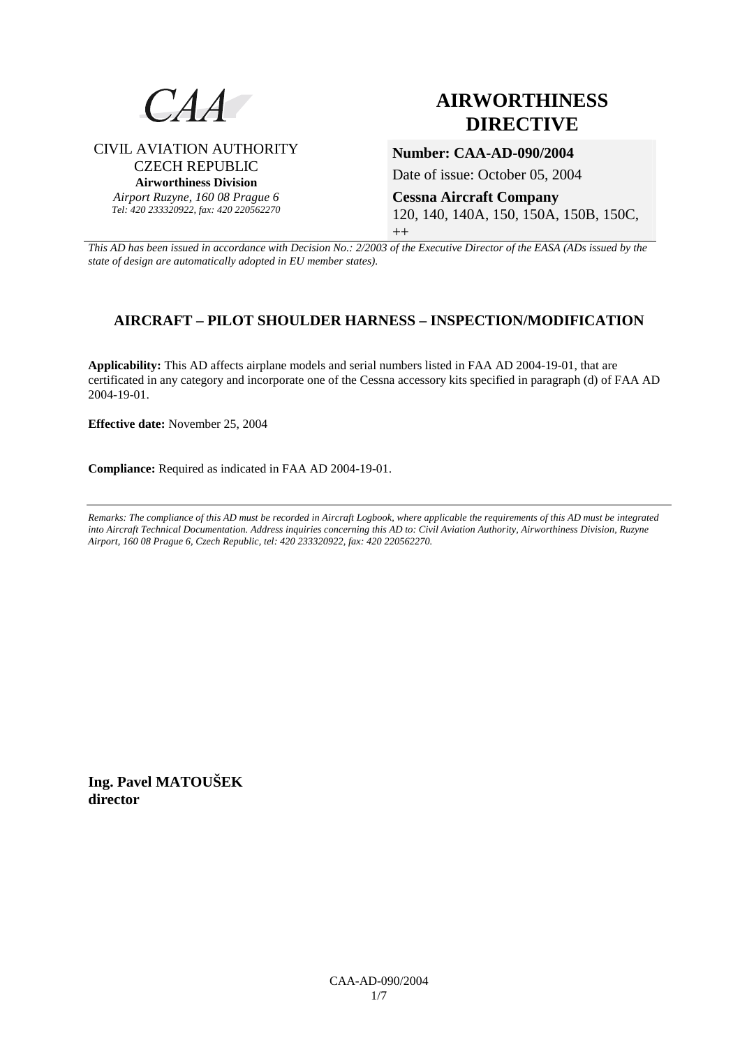CAA

CIVIL AVIATION AUTHORITY
CZECH REPUBLIC
**Airworthiness Division**
*Airport Ruzyne, 160 08 Prague 6*
*Tel: 420 233320922, fax: 420 220562270*

# AIRWORTHINESS DIRECTIVE

**Number: CAA-AD-090/2004**

Date of issue: October 05, 2004

**Cessna Aircraft Company**

120, 140, 140A, 150, 150A, 150B, 150C, ++

*This AD has been issued in accordance with Decision No.: 2/2003 of the Executive Director of the EASA (ADs issued by the state of design are automatically adopted in EU member states).*

## AIRCRAFT – PILOT SHOULDER HARNESS – INSPECTION/MODIFICATION

**Applicability:** This AD affects airplane models and serial numbers listed in FAA AD 2004-19-01, that are certificated in any category and incorporate one of the Cessna accessory kits specified in paragraph (d) of FAA AD 2004-19-01.

**Effective date:** November 25, 2004

**Compliance:** Required as indicated in FAA AD 2004-19-01.

*Remarks: The compliance of this AD must be recorded in Aircraft Logbook, where applicable the requirements of this AD must be integrated into Aircraft Technical Documentation. Address inquiries concerning this AD to: Civil Aviation Authority, Airworthiness Division, Ruzyne Airport, 160 08 Prague 6, Czech Republic, tel: 420 233320922, fax: 420 220562270.*

**Ing. Pavel MATOUŠEK**
**director**

CAA-AD-090/2004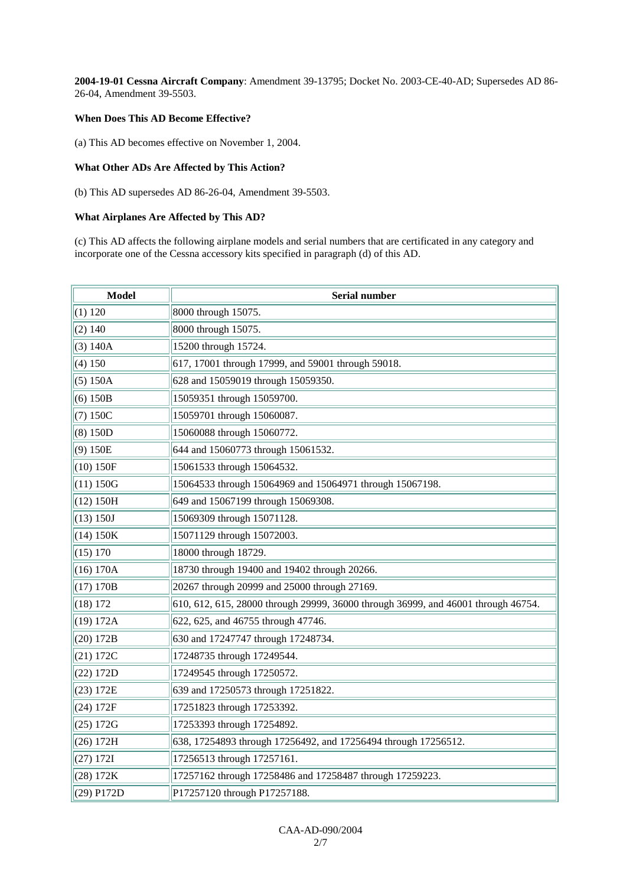**2004-19-01 Cessna Aircraft Company**: Amendment 39-13795; Docket No. 2003-CE-40-AD; Supersedes AD 86-26-04, Amendment 39-5503.

### When Does This AD Become Effective?

(a) This AD becomes effective on November 1, 2004.

### What Other ADs Are Affected by This Action?

(b) This AD supersedes AD 86-26-04, Amendment 39-5503.

### What Airplanes Are Affected by This AD?

(c) This AD affects the following airplane models and serial numbers that are certificated in any category and incorporate one of the Cessna accessory kits specified in paragraph (d) of this AD.

| Model | Serial number |
|---|---|
| (1) 120 | 8000 through 15075. |
| (2) 140 | 8000 through 15075. |
| (3) 140A | 15200 through 15724. |
| (4) 150 | 617, 17001 through 17999, and 59001 through 59018. |
| (5) 150A | 628 and 15059019 through 15059350. |
| (6) 150B | 15059351 through 15059700. |
| (7) 150C | 15059701 through 15060087. |
| (8) 150D | 15060088 through 15060772. |
| (9) 150E | 644 and 15060773 through 15061532. |
| (10) 150F | 15061533 through 15064532. |
| (11) 150G | 15064533 through 15064969 and 15064971 through 15067198. |
| (12) 150H | 649 and 15067199 through 15069308. |
| (13) 150J | 15069309 through 15071128. |
| (14) 150K | 15071129 through 15072003. |
| (15) 170 | 18000 through 18729. |
| (16) 170A | 18730 through 19400 and 19402 through 20266. |
| (17) 170B | 20267 through 20999 and 25000 through 27169. |
| (18) 172 | 610, 612, 615, 28000 through 29999, 36000 through 36999, and 46001 through 46754. |
| (19) 172A | 622, 625, and 46755 through 47746. |
| (20) 172B | 630 and 17247747 through 17248734. |
| (21) 172C | 17248735 through 17249544. |
| (22) 172D | 17249545 through 17250572. |
| (23) 172E | 639 and 17250573 through 17251822. |
| (24) 172F | 17251823 through 17253392. |
| (25) 172G | 17253393 through 17254892. |
| (26) 172H | 638, 17254893 through 17256492, and 17256494 through 17256512. |
| (27) 172I | 17256513 through 17257161. |
| (28) 172K | 17257162 through 17258486 and 17258487 through 17259223. |
| (29) P172D | P17257120 through P17257188. |

CAA-AD-090/2004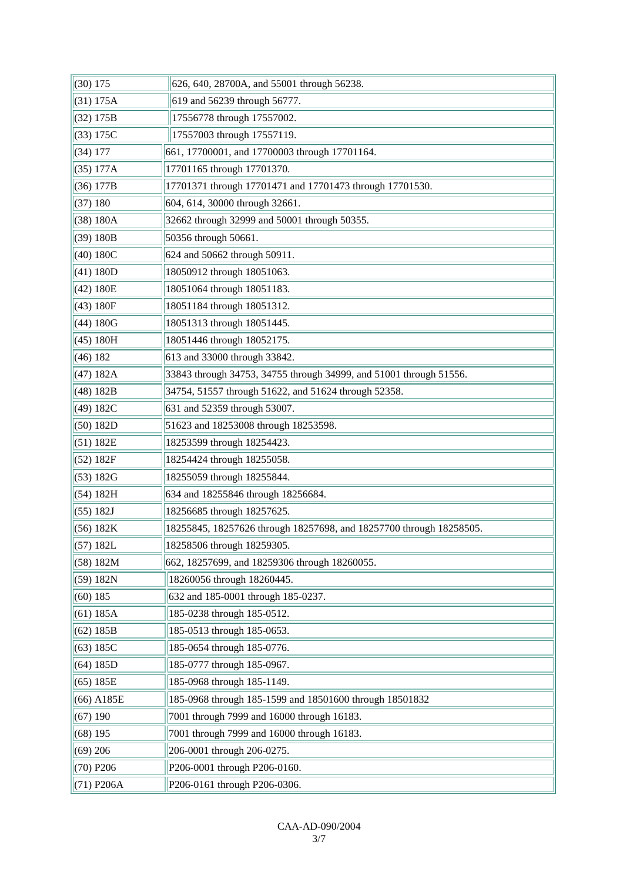| | |
|---|---|
| (30) 175 | 626, 640, 28700A, and 55001 through 56238. |
| (31) 175A | 619 and 56239 through 56777. |
| (32) 175B | 17556778 through 17557002. |
| (33) 175C | 17557003 through 17557119. |
| (34) 177 | 661, 17700001, and 17700003 through 17701164. |
| (35) 177A | 17701165 through 17701370. |
| (36) 177B | 17701371 through 17701471 and 17701473 through 17701530. |
| (37) 180 | 604, 614, 30000 through 32661. |
| (38) 180A | 32662 through 32999 and 50001 through 50355. |
| (39) 180B | 50356 through 50661. |
| (40) 180C | 624 and 50662 through 50911. |
| (41) 180D | 18050912 through 18051063. |
| (42) 180E | 18051064 through 18051183. |
| (43) 180F | 18051184 through 18051312. |
| (44) 180G | 18051313 through 18051445. |
| (45) 180H | 18051446 through 18052175. |
| (46) 182 | 613 and 33000 through 33842. |
| (47) 182A | 33843 through 34753, 34755 through 34999, and 51001 through 51556. |
| (48) 182B | 34754, 51557 through 51622, and 51624 through 52358. |
| (49) 182C | 631 and 52359 through 53007. |
| (50) 182D | 51623 and 18253008 through 18253598. |
| (51) 182E | 18253599 through 18254423. |
| (52) 182F | 18254424 through 18255058. |
| (53) 182G | 18255059 through 18255844. |
| (54) 182H | 634 and 18255846 through 18256684. |
| (55) 182J | 18256685 through 18257625. |
| (56) 182K | 18255845, 18257626 through 18257698, and 18257700 through 18258505. |
| (57) 182L | 18258506 through 18259305. |
| (58) 182M | 662, 18257699, and 18259306 through 18260055. |
| (59) 182N | 18260056 through 18260445. |
| (60) 185 | 632 and 185-0001 through 185-0237. |
| (61) 185A | 185-0238 through 185-0512. |
| (62) 185B | 185-0513 through 185-0653. |
| (63) 185C | 185-0654 through 185-0776. |
| (64) 185D | 185-0777 through 185-0967. |
| (65) 185E | 185-0968 through 185-1149. |
| (66) A185E | 185-0968 through 185-1599 and 18501600 through 18501832 |
| (67) 190 | 7001 through 7999 and 16000 through 16183. |
| (68) 195 | 7001 through 7999 and 16000 through 16183. |
| (69) 206 | 206-0001 through 206-0275. |
| (70) P206 | P206-0001 through P206-0160. |
| (71) P206A | P206-0161 through P206-0306. |

CAA-AD-090/2004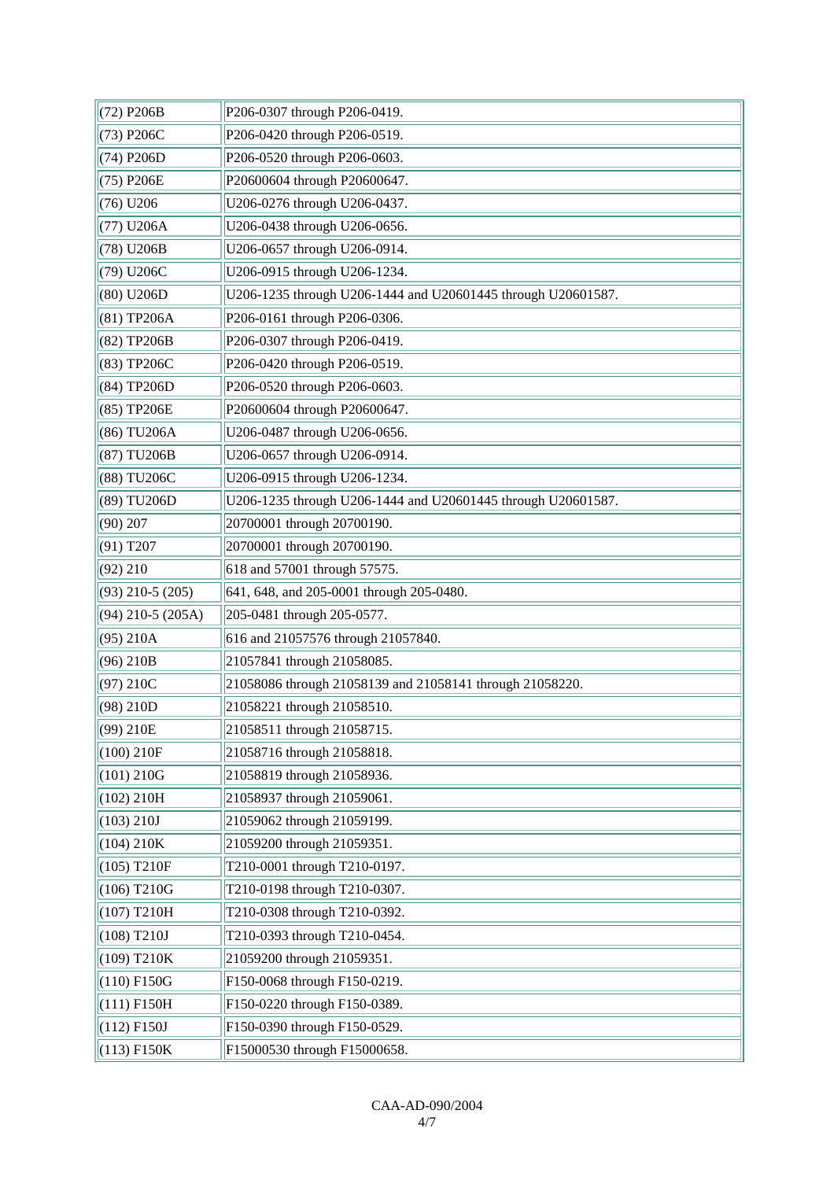| | |
|---|---|
| (72) P206B | P206-0307 through P206-0419. |
| (73) P206C | P206-0420 through P206-0519. |
| (74) P206D | P206-0520 through P206-0603. |
| (75) P206E | P20600604 through P20600647. |
| (76) U206 | U206-0276 through U206-0437. |
| (77) U206A | U206-0438 through U206-0656. |
| (78) U206B | U206-0657 through U206-0914. |
| (79) U206C | U206-0915 through U206-1234. |
| (80) U206D | U206-1235 through U206-1444 and U20601445 through U20601587. |
| (81) TP206A | P206-0161 through P206-0306. |
| (82) TP206B | P206-0307 through P206-0419. |
| (83) TP206C | P206-0420 through P206-0519. |
| (84) TP206D | P206-0520 through P206-0603. |
| (85) TP206E | P20600604 through P20600647. |
| (86) TU206A | U206-0487 through U206-0656. |
| (87) TU206B | U206-0657 through U206-0914. |
| (88) TU206C | U206-0915 through U206-1234. |
| (89) TU206D | U206-1235 through U206-1444 and U20601445 through U20601587. |
| (90) 207 | 20700001 through 20700190. |
| (91) T207 | 20700001 through 20700190. |
| (92) 210 | 618 and 57001 through 57575. |
| (93) 210-5 (205) | 641, 648, and 205-0001 through 205-0480. |
| (94) 210-5 (205A) | 205-0481 through 205-0577. |
| (95) 210A | 616 and 21057576 through 21057840. |
| (96) 210B | 21057841 through 21058085. |
| (97) 210C | 21058086 through 21058139 and 21058141 through 21058220. |
| (98) 210D | 21058221 through 21058510. |
| (99) 210E | 21058511 through 21058715. |
| (100) 210F | 21058716 through 21058818. |
| (101) 210G | 21058819 through 21058936. |
| (102) 210H | 21058937 through 21059061. |
| (103) 210J | 21059062 through 21059199. |
| (104) 210K | 21059200 through 21059351. |
| (105) T210F | T210-0001 through T210-0197. |
| (106) T210G | T210-0198 through T210-0307. |
| (107) T210H | T210-0308 through T210-0392. |
| (108) T210J | T210-0393 through T210-0454. |
| (109) T210K | 21059200 through 21059351. |
| (110) F150G | F150-0068 through F150-0219. |
| (111) F150H | F150-0220 through F150-0389. |
| (112) F150J | F150-0390 through F150-0529. |
| (113) F150K | F15000530 through F15000658. |

CAA-AD-090/2004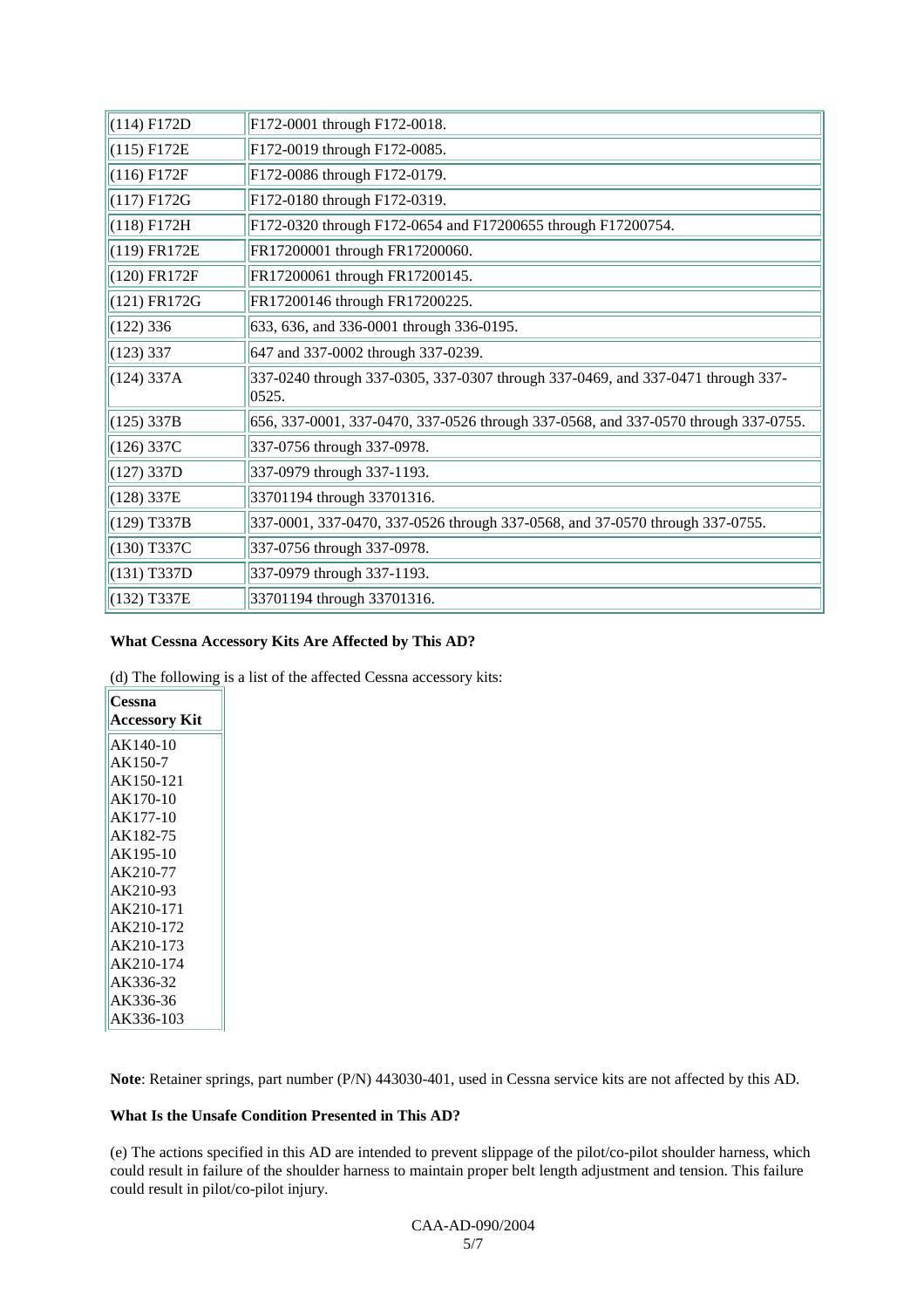| | |
|---|---|
| (114) F172D | F172-0001 through F172-0018. |
| (115) F172E | F172-0019 through F172-0085. |
| (116) F172F | F172-0086 through F172-0179. |
| (117) F172G | F172-0180 through F172-0319. |
| (118) F172H | F172-0320 through F172-0654 and F17200655 through F17200754. |
| (119) FR172E | FR17200001 through FR17200060. |
| (120) FR172F | FR17200061 through FR17200145. |
| (121) FR172G | FR17200146 through FR17200225. |
| (122) 336 | 633, 636, and 336-0001 through 336-0195. |
| (123) 337 | 647 and 337-0002 through 337-0239. |
| (124) 337A | 337-0240 through 337-0305, 337-0307 through 337-0469, and 337-0471 through 337-0525. |
| (125) 337B | 656, 337-0001, 337-0470, 337-0526 through 337-0568, and 337-0570 through 337-0755. |
| (126) 337C | 337-0756 through 337-0978. |
| (127) 337D | 337-0979 through 337-1193. |
| (128) 337E | 33701194 through 33701316. |
| (129) T337B | 337-0001, 337-0470, 337-0526 through 337-0568, and 37-0570 through 337-0755. |
| (130) T337C | 337-0756 through 337-0978. |
| (131) T337D | 337-0979 through 337-1193. |
| (132) T337E | 33701194 through 33701316. |

**What Cessna Accessory Kits Are Affected by This AD?**

(d) The following is a list of the affected Cessna accessory kits:

| Cessna Accessory Kit |
|---|
| AK140-10<br>AK150-7<br>AK150-121<br>AK170-10<br>AK177-10<br>AK182-75<br>AK195-10<br>AK210-77<br>AK210-93<br>AK210-171<br>AK210-172<br>AK210-173<br>AK210-174<br>AK336-32<br>AK336-36<br>AK336-103 |

**Note**: Retainer springs, part number (P/N) 443030-401, used in Cessna service kits are not affected by this AD.

**What Is the Unsafe Condition Presented in This AD?**

(e) The actions specified in this AD are intended to prevent slippage of the pilot/co-pilot shoulder harness, which could result in failure of the shoulder harness to maintain proper belt length adjustment and tension. This failure could result in pilot/co-pilot injury.

CAA-AD-090/2004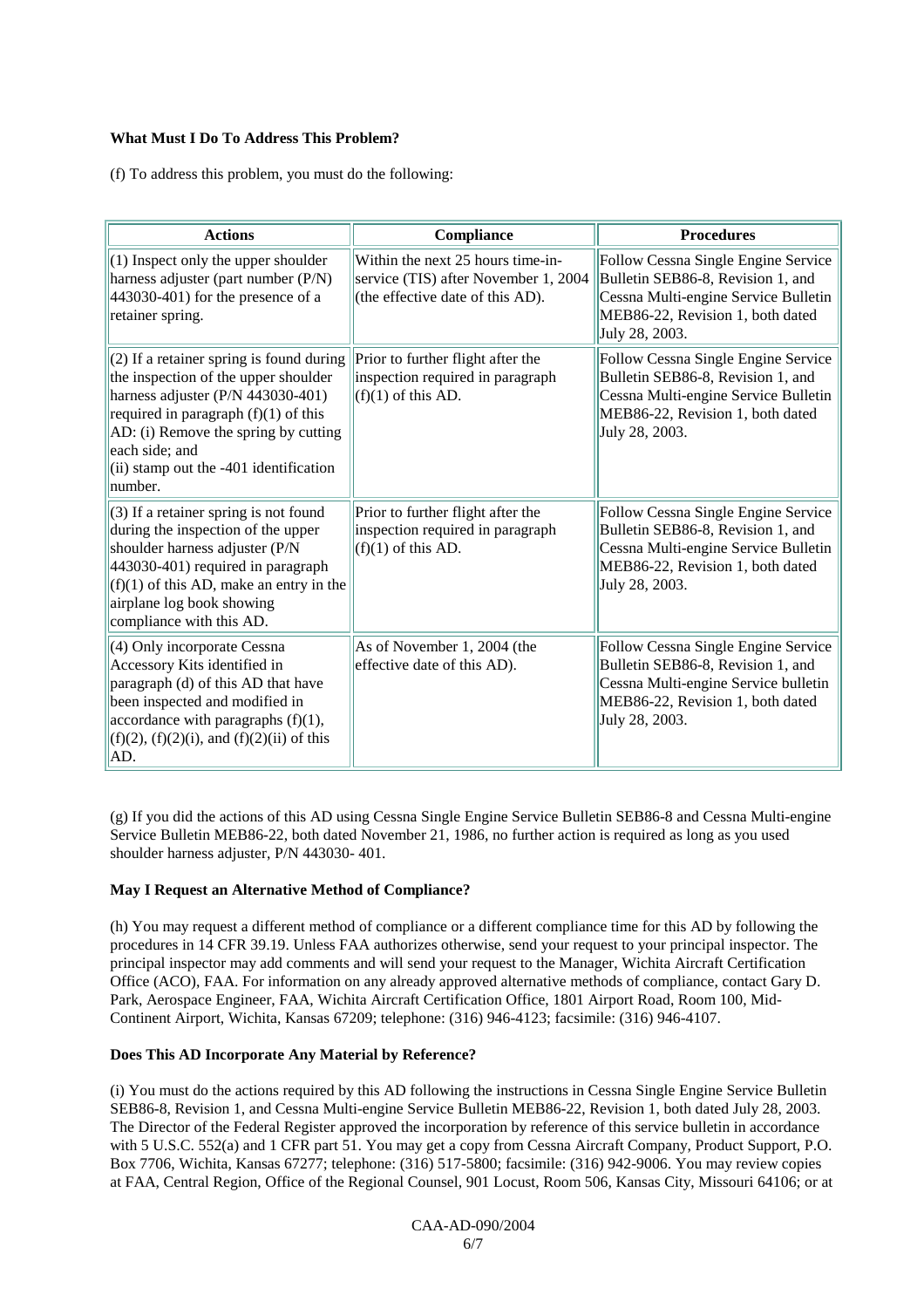**What Must I Do To Address This Problem?**

(f) To address this problem, you must do the following:

| Actions | Compliance | Procedures |
|---|---|---|
| (1) Inspect only the upper shoulder harness adjuster (part number (P/N) 443030-401) for the presence of a retainer spring. | Within the next 25 hours time-in-service (TIS) after November 1, 2004 (the effective date of this AD). | Follow Cessna Single Engine Service Bulletin SEB86-8, Revision 1, and Cessna Multi-engine Service Bulletin MEB86-22, Revision 1, both dated July 28, 2003. |
| (2) If a retainer spring is found during the inspection of the upper shoulder harness adjuster (P/N 443030-401) required in paragraph (f)(1) of this AD: (i) Remove the spring by cutting each side; and (ii) stamp out the -401 identification number. | Prior to further flight after the inspection required in paragraph (f)(1) of this AD. | Follow Cessna Single Engine Service Bulletin SEB86-8, Revision 1, and Cessna Multi-engine Service Bulletin MEB86-22, Revision 1, both dated July 28, 2003. |
| (3) If a retainer spring is not found during the inspection of the upper shoulder harness adjuster (P/N 443030-401) required in paragraph (f)(1) of this AD, make an entry in the airplane log book showing compliance with this AD. | Prior to further flight after the inspection required in paragraph (f)(1) of this AD. | Follow Cessna Single Engine Service Bulletin SEB86-8, Revision 1, and Cessna Multi-engine Service Bulletin MEB86-22, Revision 1, both dated July 28, 2003. |
| (4) Only incorporate Cessna Accessory Kits identified in paragraph (d) of this AD that have been inspected and modified in accordance with paragraphs (f)(1), (f)(2), (f)(2)(i), and (f)(2)(ii) of this AD. | As of November 1, 2004 (the effective date of this AD). | Follow Cessna Single Engine Service Bulletin SEB86-8, Revision 1, and Cessna Multi-engine Service bulletin MEB86-22, Revision 1, both dated July 28, 2003. |

(g) If you did the actions of this AD using Cessna Single Engine Service Bulletin SEB86-8 and Cessna Multi-engine Service Bulletin MEB86-22, both dated November 21, 1986, no further action is required as long as you used shoulder harness adjuster, P/N 443030- 401.

**May I Request an Alternative Method of Compliance?**

(h) You may request a different method of compliance or a different compliance time for this AD by following the procedures in 14 CFR 39.19. Unless FAA authorizes otherwise, send your request to your principal inspector. The principal inspector may add comments and will send your request to the Manager, Wichita Aircraft Certification Office (ACO), FAA. For information on any already approved alternative methods of compliance, contact Gary D. Park, Aerospace Engineer, FAA, Wichita Aircraft Certification Office, 1801 Airport Road, Room 100, Mid-Continent Airport, Wichita, Kansas 67209; telephone: (316) 946-4123; facsimile: (316) 946-4107.

**Does This AD Incorporate Any Material by Reference?**

(i) You must do the actions required by this AD following the instructions in Cessna Single Engine Service Bulletin SEB86-8, Revision 1, and Cessna Multi-engine Service Bulletin MEB86-22, Revision 1, both dated July 28, 2003. The Director of the Federal Register approved the incorporation by reference of this service bulletin in accordance with 5 U.S.C. 552(a) and 1 CFR part 51. You may get a copy from Cessna Aircraft Company, Product Support, P.O. Box 7706, Wichita, Kansas 67277; telephone: (316) 517-5800; facsimile: (316) 942-9006. You may review copies at FAA, Central Region, Office of the Regional Counsel, 901 Locust, Room 506, Kansas City, Missouri 64106; or at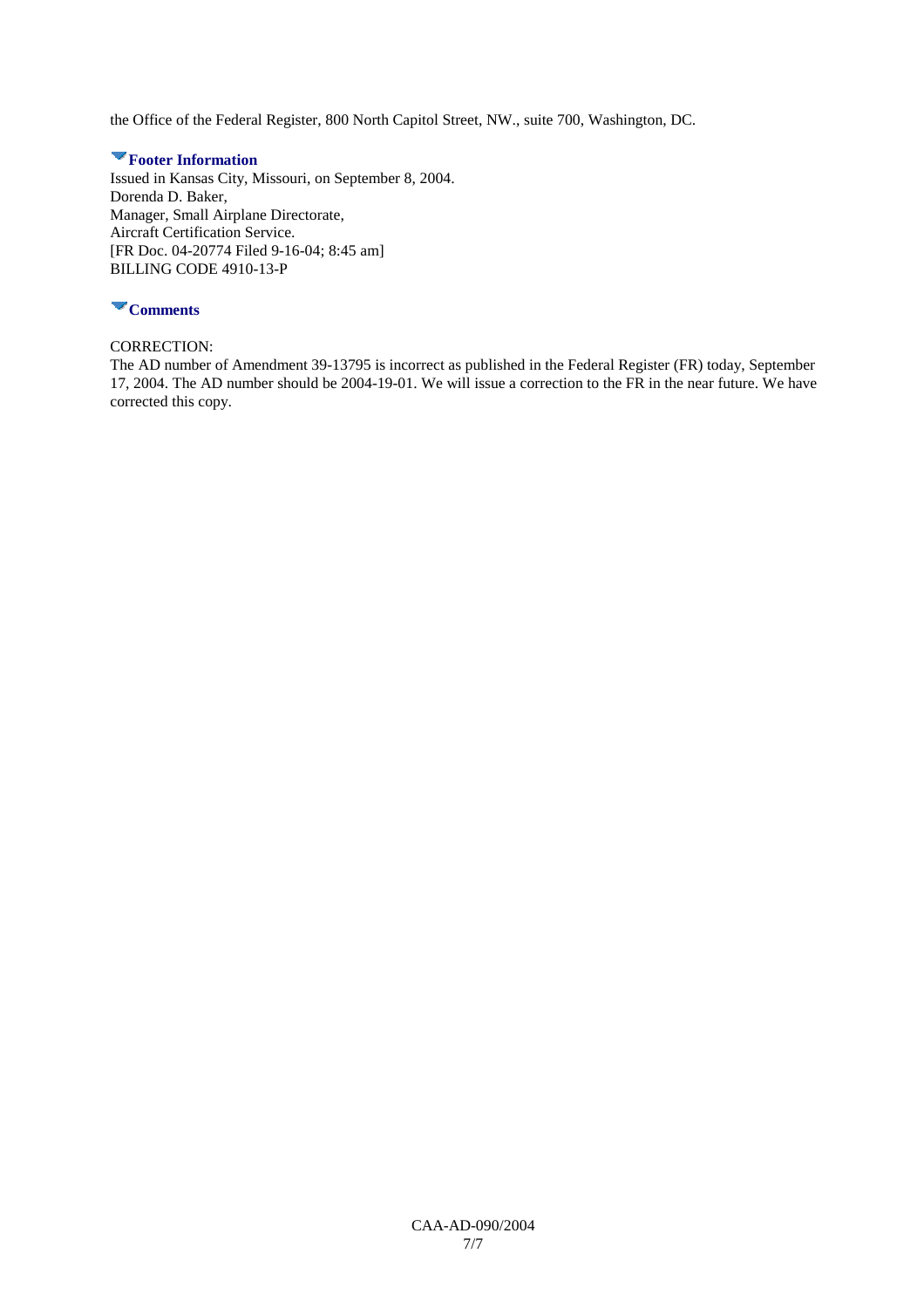the Office of the Federal Register, 800 North Capitol Street, NW., suite 700, Washington, DC.

### Footer Information

Issued in Kansas City, Missouri, on September 8, 2004.
Dorenda D. Baker,
Manager, Small Airplane Directorate,
Aircraft Certification Service.
[FR Doc. 04-20774 Filed 9-16-04; 8:45 am]
BILLING CODE 4910-13-P

### Comments

CORRECTION:
The AD number of Amendment 39-13795 is incorrect as published in the Federal Register (FR) today, September 17, 2004. The AD number should be 2004-19-01. We will issue a correction to the FR in the near future. We have corrected this copy.